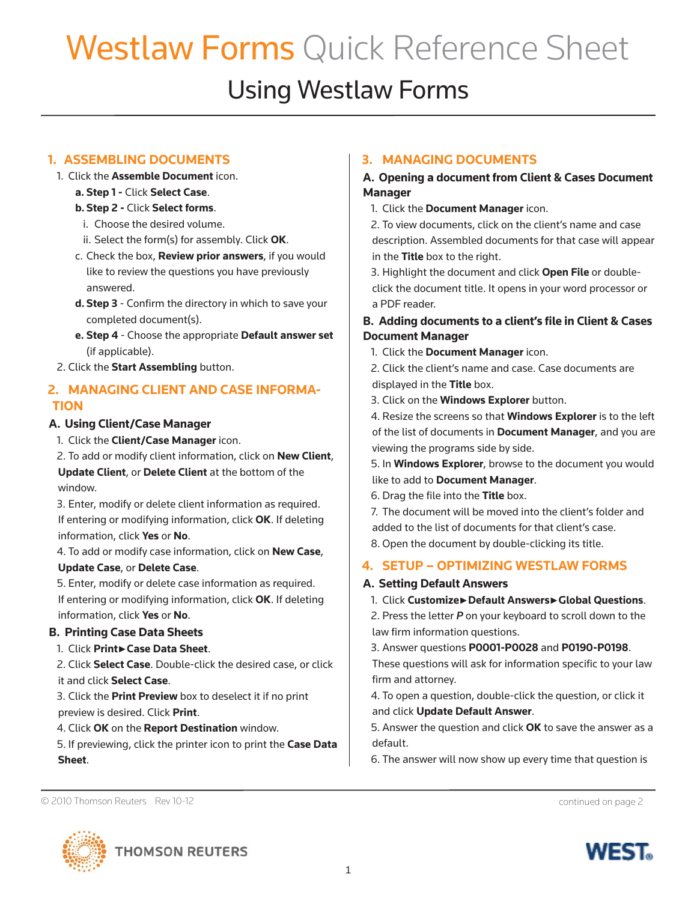# Westlaw Forms Quick Reference Sheet

## Using Westlaw Forms

### 1. ASSEMBLING DOCUMENTS

1. Click the **Assemble Document** icon.
   - **a. Step 1 -** Click **Select Case**.
   - **b. Step 2 -** Click **Select forms**.
     - i. Choose the desired volume.
     - ii. Select the form(s) for assembly. Click **OK**.
   - c. Check the box, **Review prior answers**, if you would like to review the questions you have previously answered.
   - **d. Step 3** - Confirm the directory in which to save your completed document(s).
   - **e. Step 4** - Choose the appropriate **Default answer set** (if applicable).
2. Click the **Start Assembling** button.

### 2. MANAGING CLIENT AND CASE INFORMATION

#### A. Using Client/Case Manager

1. Click the **Client/Case Manager** icon.
2. To add or modify client information, click on **New Client**, **Update Client**, or **Delete Client** at the bottom of the window.
3. Enter, modify or delete client information as required. If entering or modifying information, click **OK**. If deleting information, click **Yes** or **No**.
4. To add or modify case information, click on **New Case**, **Update Case**, or **Delete Case**.
5. Enter, modify or delete case information as required. If entering or modifying information, click **OK**. If deleting information, click **Yes** or **No**.

#### B. Printing Case Data Sheets

1. Click **Print►Case Data Sheet**.
2. Click **Select Case**. Double-click the desired case, or click it and click **Select Case**.
3. Click the **Print Preview** box to deselect it if no print preview is desired. Click **Print**.
4. Click **OK** on the **Report Destination** window.
5. If previewing, click the printer icon to print the **Case Data Sheet**.

### 3. MANAGING DOCUMENTS

#### A. Opening a document from Client & Cases Document Manager

1. Click the **Document Manager** icon.
2. To view documents, click on the client's name and case description. Assembled documents for that case will appear in the **Title** box to the right.
3. Highlight the document and click **Open File** or double-click the document title. It opens in your word processor or a PDF reader.

#### B. Adding documents to a client's file in Client & Cases Document Manager

1. Click the **Document Manager** icon.
2. Click the client's name and case. Case documents are displayed in the **Title** box.
3. Click on the **Windows Explorer** button.
4. Resize the screens so that **Windows Explorer** is to the left of the list of documents in **Document Manager**, and you are viewing the programs side by side.
5. In **Windows Explorer**, browse to the document you would like to add to **Document Manager**.
6. Drag the file into the **Title** box.
7. The document will be moved into the client's folder and added to the list of documents for that client's case.
8. Open the document by double-clicking its title.

### 4. SETUP – OPTIMIZING WESTLAW FORMS

#### A. Setting Default Answers

1. Click **Customize►Default Answers►Global Questions**.
2. Press the letter ***P*** on your keyboard to scroll down to the law firm information questions.
3. Answer questions **P0001-P0028** and **P0190-P0198**. These questions will ask for information specific to your law firm and attorney.
4. To open a question, double-click the question, or click it and click **Update Default Answer**.
5. Answer the question and click **OK** to save the answer as a default.
6. The answer will now show up every time that question is

© 2010 Thomson Reuters Rev 10-12

continued on page 2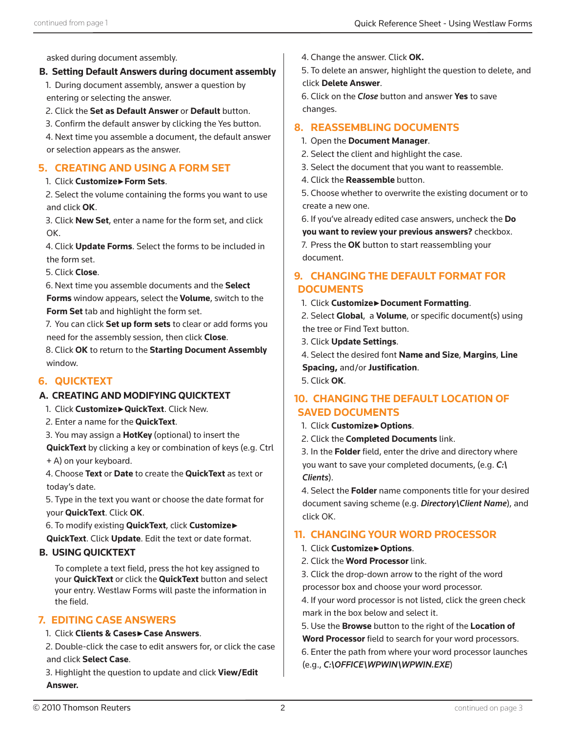asked during document assembly.

### B. Setting Default Answers during document assembly

1. During document assembly, answer a question by entering or selecting the answer.
2. Click the **Set as Default Answer** or **Default** button.
3. Confirm the default answer by clicking the Yes button.
4. Next time you assemble a document, the default answer or selection appears as the answer.

## 5. CREATING AND USING A FORM SET

1. Click **Customize►Form Sets**.
2. Select the volume containing the forms you want to use and click **OK**.
3. Click **New Set**, enter a name for the form set, and click OK.
4. Click **Update Forms**. Select the forms to be included in the form set.
5. Click **Close**.
6. Next time you assemble documents and the **Select Forms** window appears, select the **Volume**, switch to the **Form Set** tab and highlight the form set.
7. You can click **Set up form sets** to clear or add forms you need for the assembly session, then click **Close**.
8. Click **OK** to return to the **Starting Document Assembly** window.

## 6. QUICKTEXT

### A. CREATING AND MODIFYING QUICKTEXT

1. Click **Customize►QuickText**. Click New.
2. Enter a name for the **QuickText**.
3. You may assign a **HotKey** (optional) to insert the **QuickText** by clicking a key or combination of keys (e.g. Ctrl + A) on your keyboard.
4. Choose **Text** or **Date** to create the **QuickText** as text or today's date.
5. Type in the text you want or choose the date format for your **QuickText**. Click **OK**.
6. To modify existing **QuickText**, click **Customize► QuickText**. Click **Update**. Edit the text or date format.

### B. USING QUICKTEXT

To complete a text field, press the hot key assigned to your **QuickText** or click the **QuickText** button and select your entry. Westlaw Forms will paste the information in the field.

## 7. EDITING CASE ANSWERS

1. Click **Clients & Cases►Case Answers**.
2. Double-click the case to edit answers for, or click the case and click **Select Case**.
3. Highlight the question to update and click **View/Edit Answer.**
4. Change the answer. Click **OK.**
5. To delete an answer, highlight the question to delete, and click **Delete Answer**.
6. Click on the ***Close*** button and answer **Yes** to save changes.

## 8. REASSEMBLING DOCUMENTS

1. Open the **Document Manager**.
2. Select the client and highlight the case.
3. Select the document that you want to reassemble.
4. Click the **Reassemble** button.
5. Choose whether to overwrite the existing document or to create a new one.
6. If you've already edited case answers, uncheck the **Do you want to review your previous answers?** checkbox.
7. Press the **OK** button to start reassembling your document.

## 9. CHANGING THE DEFAULT FORMAT FOR DOCUMENTS

1. Click **Customize►Document Formatting**.
2. Select **Global**, a **Volume**, or specific document(s) using the tree or Find Text button.
3. Click **Update Settings**.
4. Select the desired font **Name and Size**, **Margins**, **Line Spacing,** and/or **Justification**.
5. Click **OK**.

## 10. CHANGING THE DEFAULT LOCATION OF SAVED DOCUMENTS

1. Click **Customize►Options**.
2. Click the **Completed Documents** link.
3. In the **Folder** field, enter the drive and directory where you want to save your completed documents, (e.g. ***C:\Clients***).
4. Select the **Folder** name components title for your desired document saving scheme (e.g. ***Directory\Client Name***), and click OK.

## 11. CHANGING YOUR WORD PROCESSOR

1. Click **Customize►Options**.
2. Click the **Word Processor** link.
3. Click the drop-down arrow to the right of the word processor box and choose your word processor.
4. If your word processor is not listed, click the green check mark in the box below and select it.
5. Use the **Browse** button to the right of the **Location of Word Processor** field to search for your word processors.
6. Enter the path from where your word processor launches (e.g., ***C:\OFFICE\WPWIN\WPWIN.EXE***)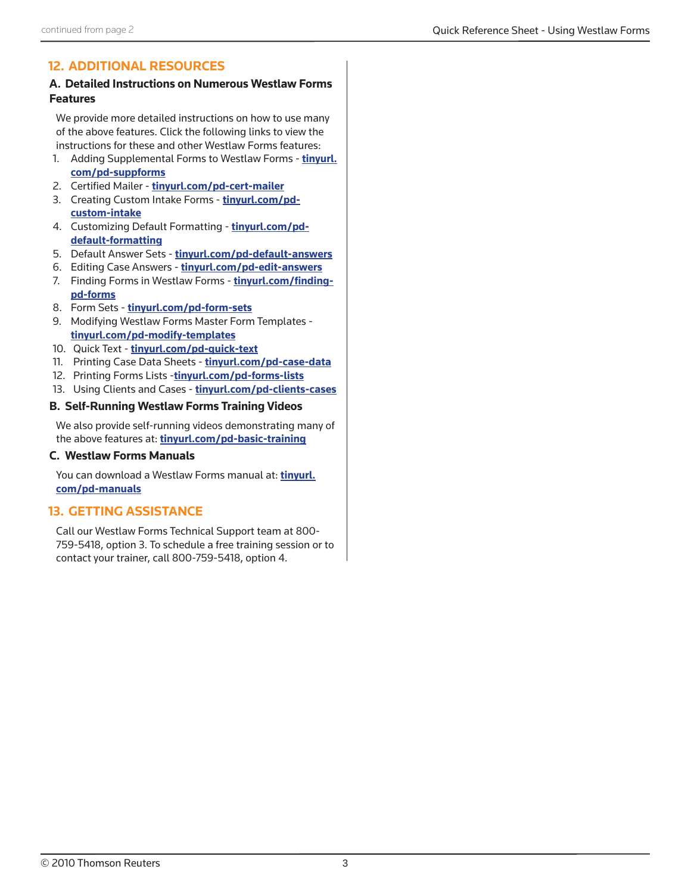## 12. ADDITIONAL RESOURCES

### A. Detailed Instructions on Numerous Westlaw Forms Features

We provide more detailed instructions on how to use many of the above features. Click the following links to view the instructions for these and other Westlaw Forms features:

1. Adding Supplemental Forms to Westlaw Forms - **tinyurl.com/pd-suppforms**
2. Certified Mailer - **tinyurl.com/pd-cert-mailer**
3. Creating Custom Intake Forms - **tinyurl.com/pd-custom-intake**
4. Customizing Default Formatting - **tinyurl.com/pd-default-formatting**
5. Default Answer Sets - **tinyurl.com/pd-default-answers**
6. Editing Case Answers - **tinyurl.com/pd-edit-answers**
7. Finding Forms in Westlaw Forms - **tinyurl.com/finding-pd-forms**
8. Form Sets - **tinyurl.com/pd-form-sets**
9. Modifying Westlaw Forms Master Form Templates - **tinyurl.com/pd-modify-templates**
10. Quick Text - **tinyurl.com/pd-quick-text**
11. Printing Case Data Sheets - **tinyurl.com/pd-case-data**
12. Printing Forms Lists -**tinyurl.com/pd-forms-lists**
13. Using Clients and Cases - **tinyurl.com/pd-clients-cases**

### B. Self-Running Westlaw Forms Training Videos

We also provide self-running videos demonstrating many of the above features at: **tinyurl.com/pd-basic-training**

### C. Westlaw Forms Manuals

You can download a Westlaw Forms manual at: **tinyurl.com/pd-manuals**

## 13. GETTING ASSISTANCE

Call our Westlaw Forms Technical Support team at 800-759-5418, option 3. To schedule a free training session or to contact your trainer, call 800-759-5418, option 4.

© 2010 Thomson Reuters